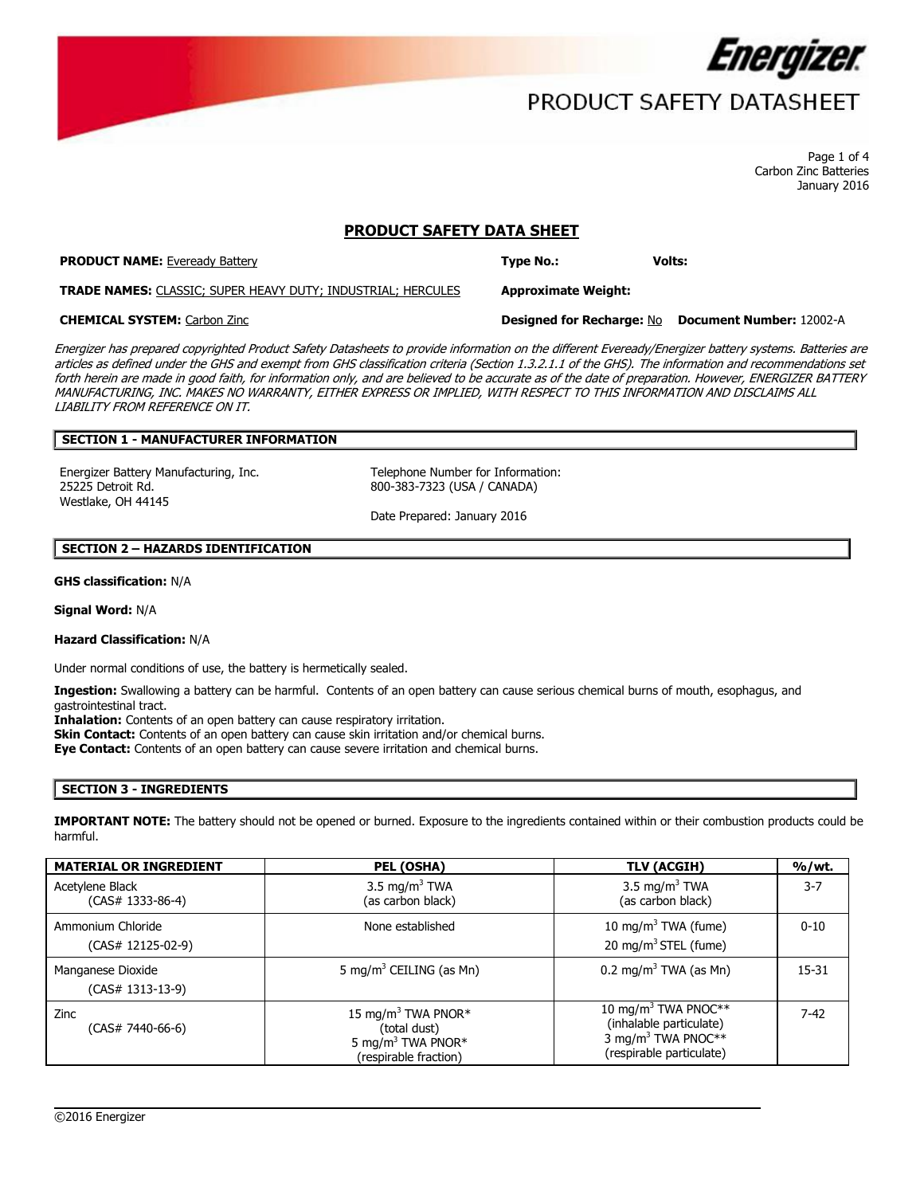# PRODUCT SAFETY DATASHEET

Carbon Zinc Batteries
January 2016

## PRODUCT SAFETY DATA SHEET

**PRODUCT NAME:** Eveready Battery **Type No.:** **Volts:**

**TRADE NAMES:** CLASSIC; SUPER HEAVY DUTY; INDUSTRIAL; HERCULES **Approximate Weight:**

**CHEMICAL SYSTEM:** Carbon Zinc **Designed for Recharge:** No **Document Number:** 12002-A

*Energizer has prepared copyrighted Product Safety Datasheets to provide information on the different Eveready/Energizer battery systems. Batteries are articles as defined under the GHS and exempt from GHS classification criteria (Section 1.3.2.1.1 of the GHS). The information and recommendations set forth herein are made in good faith, for information only, and are believed to be accurate as of the date of preparation. However, ENERGIZER BATTERY MANUFACTURING, INC. MAKES NO WARRANTY, EITHER EXPRESS OR IMPLIED, WITH RESPECT TO THIS INFORMATION AND DISCLAIMS ALL LIABILITY FROM REFERENCE ON IT.*

### SECTION 1 - MANUFACTURER INFORMATION

Energizer Battery Manufacturing, Inc.
25225 Detroit Rd.
Westlake, OH 44145

Telephone Number for Information:
800-383-7323 (USA / CANADA)

Date Prepared: January 2016

### SECTION 2 – HAZARDS IDENTIFICATION

**GHS classification:** N/A

**Signal Word:** N/A

**Hazard Classification:** N/A

Under normal conditions of use, the battery is hermetically sealed.

**Ingestion:** Swallowing a battery can be harmful. Contents of an open battery can cause serious chemical burns of mouth, esophagus, and gastrointestinal tract.
**Inhalation:** Contents of an open battery can cause respiratory irritation.
**Skin Contact:** Contents of an open battery can cause skin irritation and/or chemical burns.
**Eye Contact:** Contents of an open battery can cause severe irritation and chemical burns.

### SECTION 3 - INGREDIENTS

**IMPORTANT NOTE:** The battery should not be opened or burned. Exposure to the ingredients contained within or their combustion products could be harmful.

| MATERIAL OR INGREDIENT | PEL (OSHA) | TLV (ACGIH) | %/wt. |
|---|---|---|---|
| Acetylene Black (CAS# 1333-86-4) | 3.5 mg/m$^3$ TWA (as carbon black) | 3.5 mg/m$^3$ TWA (as carbon black) | 3-7 |
| Ammonium Chloride (CAS# 12125-02-9) | None established | 10 mg/m$^3$ TWA (fume) 20 mg/m$^3$ STEL (fume) | 0-10 |
| Manganese Dioxide (CAS# 1313-13-9) | 5 mg/m$^3$ CEILING (as Mn) | 0.2 mg/m$^3$ TWA (as Mn) | 15-31 |
| Zinc (CAS# 7440-66-6) | 15 mg/m$^3$ TWA PNOR* (total dust) 5 mg/m$^3$ TWA PNOR* (respirable fraction) | 10 mg/m$^3$ TWA PNOC** (inhalable particulate) 3 mg/m$^3$ TWA PNOC** (respirable particulate) | 7-42 |

©2016 Energizer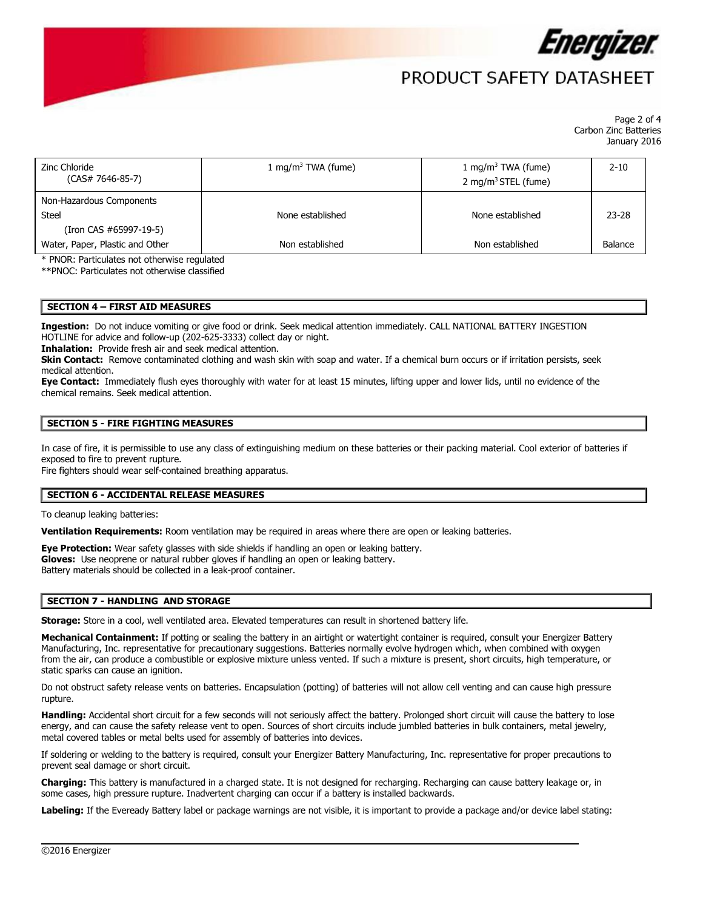| | | | |
|---|---|---|---|
| Zinc Chloride (CAS# 7646-85-7) | 1 mg/m$^3$ TWA (fume) | 1 mg/m$^3$ TWA (fume)<br>2 mg/m$^3$ STEL (fume) | 2-10 |
| Non-Hazardous Components | | | |
| Steel (Iron CAS #65997-19-5) | None established | None established | 23-28 |
| Water, Paper, Plastic and Other | Non established | Non established | Balance |

* PNOR: Particulates not otherwise regulated

**PNOC: Particulates not otherwise classified

## SECTION 4 – FIRST AID MEASURES

**Ingestion:** Do not induce vomiting or give food or drink. Seek medical attention immediately. CALL NATIONAL BATTERY INGESTION HOTLINE for advice and follow-up (202-625-3333) collect day or night.

**Inhalation:** Provide fresh air and seek medical attention.

**Skin Contact:** Remove contaminated clothing and wash skin with soap and water. If a chemical burn occurs or if irritation persists, seek medical attention.

**Eye Contact:** Immediately flush eyes thoroughly with water for at least 15 minutes, lifting upper and lower lids, until no evidence of the chemical remains. Seek medical attention.

## SECTION 5 - FIRE FIGHTING MEASURES

In case of fire, it is permissible to use any class of extinguishing medium on these batteries or their packing material. Cool exterior of batteries if exposed to fire to prevent rupture.

Fire fighters should wear self-contained breathing apparatus.

## SECTION 6 - ACCIDENTAL RELEASE MEASURES

To cleanup leaking batteries:

**Ventilation Requirements:** Room ventilation may be required in areas where there are open or leaking batteries.

**Eye Protection:** Wear safety glasses with side shields if handling an open or leaking battery.

**Gloves:** Use neoprene or natural rubber gloves if handling an open or leaking battery.

Battery materials should be collected in a leak-proof container.

## SECTION 7 - HANDLING AND STORAGE

**Storage:** Store in a cool, well ventilated area. Elevated temperatures can result in shortened battery life.

**Mechanical Containment:** If potting or sealing the battery in an airtight or watertight container is required, consult your Energizer Battery Manufacturing, Inc. representative for precautionary suggestions. Batteries normally evolve hydrogen which, when combined with oxygen from the air, can produce a combustible or explosive mixture unless vented. If such a mixture is present, short circuits, high temperature, or static sparks can cause an ignition.

Do not obstruct safety release vents on batteries. Encapsulation (potting) of batteries will not allow cell venting and can cause high pressure rupture.

**Handling:** Accidental short circuit for a few seconds will not seriously affect the battery. Prolonged short circuit will cause the battery to lose energy, and can cause the safety release vent to open. Sources of short circuits include jumbled batteries in bulk containers, metal jewelry, metal covered tables or metal belts used for assembly of batteries into devices.

If soldering or welding to the battery is required, consult your Energizer Battery Manufacturing, Inc. representative for proper precautions to prevent seal damage or short circuit.

**Charging:** This battery is manufactured in a charged state. It is not designed for recharging. Recharging can cause battery leakage or, in some cases, high pressure rupture. Inadvertent charging can occur if a battery is installed backwards.

**Labeling:** If the Eveready Battery label or package warnings are not visible, it is important to provide a package and/or device label stating: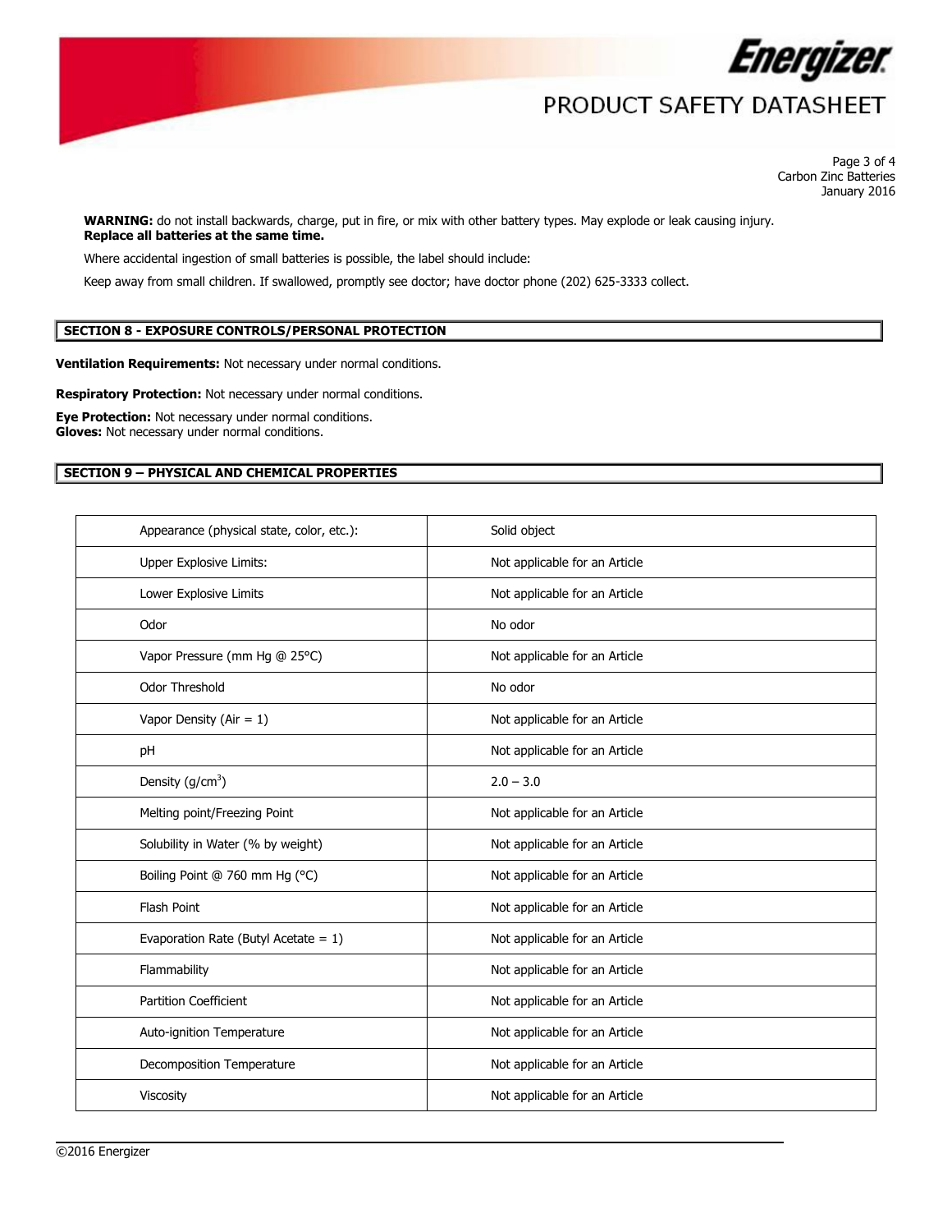**WARNING:** do not install backwards, charge, put in fire, or mix with other battery types. May explode or leak causing injury.
**Replace all batteries at the same time.**

Where accidental ingestion of small batteries is possible, the label should include:

Keep away from small children. If swallowed, promptly see doctor; have doctor phone (202) 625-3333 collect.

## SECTION 8 - EXPOSURE CONTROLS/PERSONAL PROTECTION

**Ventilation Requirements:** Not necessary under normal conditions.

**Respiratory Protection:** Not necessary under normal conditions.

**Eye Protection:** Not necessary under normal conditions.
**Gloves:** Not necessary under normal conditions.

## SECTION 9 – PHYSICAL AND CHEMICAL PROPERTIES

| Property | Value |
|---|---|
| Appearance (physical state, color, etc.): | Solid object |
| Upper Explosive Limits: | Not applicable for an Article |
| Lower Explosive Limits | Not applicable for an Article |
| Odor | No odor |
| Vapor Pressure (mm Hg @ 25°C) | Not applicable for an Article |
| Odor Threshold | No odor |
| Vapor Density (Air = 1) | Not applicable for an Article |
| pH | Not applicable for an Article |
| Density ($g/cm^3$) | 2.0 – 3.0 |
| Melting point/Freezing Point | Not applicable for an Article |
| Solubility in Water (% by weight) | Not applicable for an Article |
| Boiling Point @ 760 mm Hg (°C) | Not applicable for an Article |
| Flash Point | Not applicable for an Article |
| Evaporation Rate (Butyl Acetate = 1) | Not applicable for an Article |
| Flammability | Not applicable for an Article |
| Partition Coefficient | Not applicable for an Article |
| Auto-ignition Temperature | Not applicable for an Article |
| Decomposition Temperature | Not applicable for an Article |
| Viscosity | Not applicable for an Article |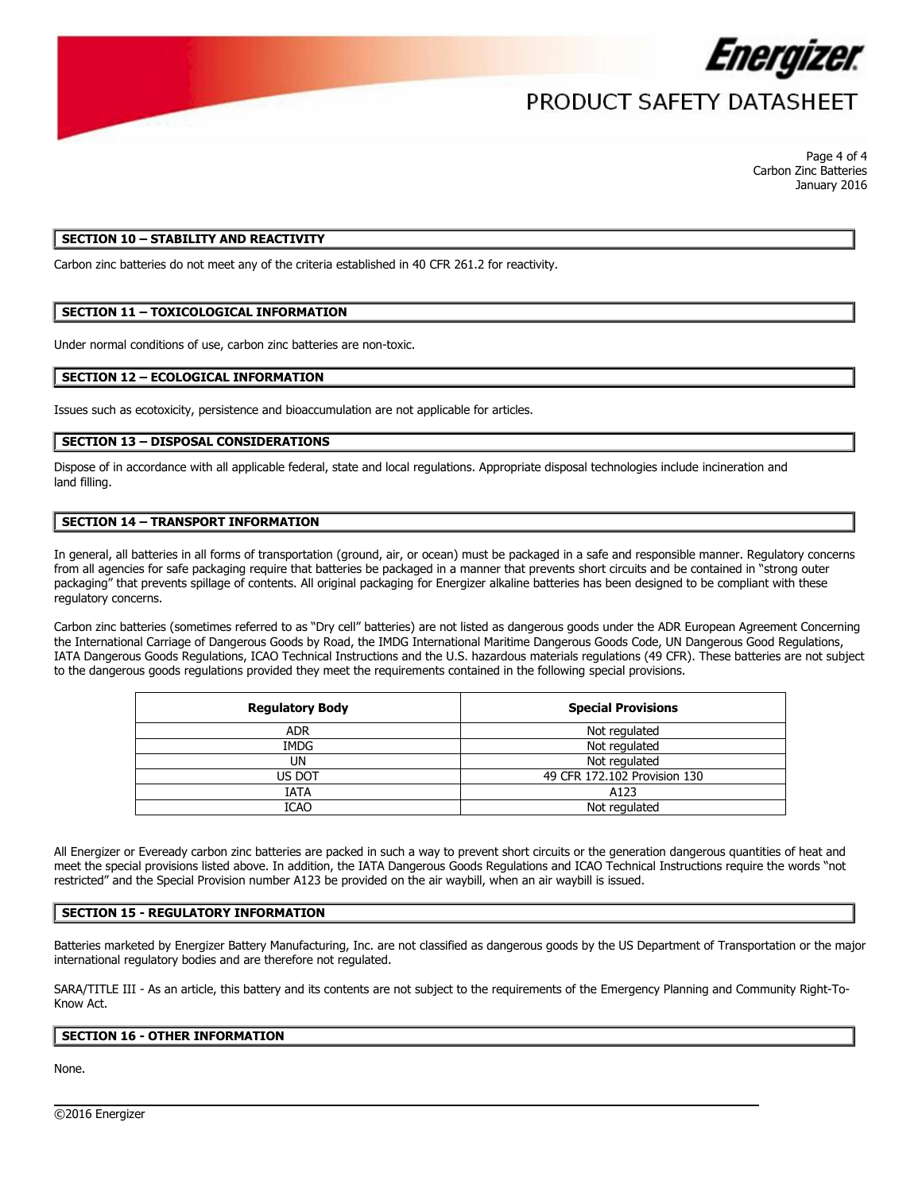## SECTION 10 – STABILITY AND REACTIVITY

Carbon zinc batteries do not meet any of the criteria established in 40 CFR 261.2 for reactivity.

## SECTION 11 – TOXICOLOGICAL INFORMATION

Under normal conditions of use, carbon zinc batteries are non-toxic.

## SECTION 12 – ECOLOGICAL INFORMATION

Issues such as ecotoxicity, persistence and bioaccumulation are not applicable for articles.

## SECTION 13 – DISPOSAL CONSIDERATIONS

Dispose of in accordance with all applicable federal, state and local regulations. Appropriate disposal technologies include incineration and land filling.

## SECTION 14 – TRANSPORT INFORMATION

In general, all batteries in all forms of transportation (ground, air, or ocean) must be packaged in a safe and responsible manner. Regulatory concerns from all agencies for safe packaging require that batteries be packaged in a manner that prevents short circuits and be contained in "strong outer packaging" that prevents spillage of contents. All original packaging for Energizer alkaline batteries has been designed to be compliant with these regulatory concerns.

Carbon zinc batteries (sometimes referred to as "Dry cell" batteries) are not listed as dangerous goods under the ADR European Agreement Concerning the International Carriage of Dangerous Goods by Road, the IMDG International Maritime Dangerous Goods Code, UN Dangerous Good Regulations, IATA Dangerous Goods Regulations, ICAO Technical Instructions and the U.S. hazardous materials regulations (49 CFR). These batteries are not subject to the dangerous goods regulations provided they meet the requirements contained in the following special provisions.

| Regulatory Body | Special Provisions |
|---|---|
| ADR | Not regulated |
| IMDG | Not regulated |
| UN | Not regulated |
| US DOT | 49 CFR 172.102 Provision 130 |
| IATA | A123 |
| ICAO | Not regulated |

All Energizer or Eveready carbon zinc batteries are packed in such a way to prevent short circuits or the generation dangerous quantities of heat and meet the special provisions listed above. In addition, the IATA Dangerous Goods Regulations and ICAO Technical Instructions require the words "not restricted" and the Special Provision number A123 be provided on the air waybill, when an air waybill is issued.

## SECTION 15 - REGULATORY INFORMATION

Batteries marketed by Energizer Battery Manufacturing, Inc. are not classified as dangerous goods by the US Department of Transportation or the major international regulatory bodies and are therefore not regulated.

SARA/TITLE III - As an article, this battery and its contents are not subject to the requirements of the Emergency Planning and Community Right-To-Know Act.

## SECTION 16 - OTHER INFORMATION

None.

©2016 Energizer